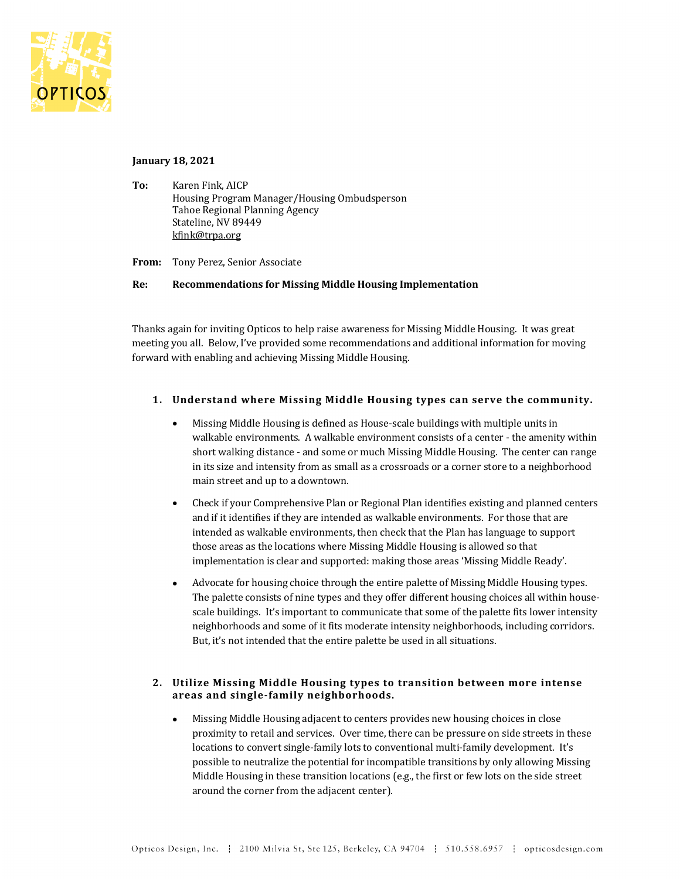**January 18, 2021**

**To:** Karen Fink, AICP
Housing Program Manager/Housing Ombudsperson
Tahoe Regional Planning Agency
Stateline, NV 89449
kfink@trpa.org

**From:** Tony Perez, Senior Associate

**Re:** **Recommendations for Missing Middle Housing Implementation**

Thanks again for inviting Opticos to help raise awareness for Missing Middle Housing. It was great meeting you all. Below, I've provided some recommendations and additional information for moving forward with enabling and achieving Missing Middle Housing.

1. **Understand where Missing Middle Housing types can serve the community.**

    - Missing Middle Housing is defined as House-scale buildings with multiple units in walkable environments. A walkable environment consists of a center - the amenity within short walking distance - and some or much Missing Middle Housing. The center can range in its size and intensity from as small as a crossroads or a corner store to a neighborhood main street and up to a downtown.

    - Check if your Comprehensive Plan or Regional Plan identifies existing and planned centers and if it identifies if they are intended as walkable environments. For those that are intended as walkable environments, then check that the Plan has language to support those areas as the locations where Missing Middle Housing is allowed so that implementation is clear and supported: making those areas 'Missing Middle Ready'.

    - Advocate for housing choice through the entire palette of Missing Middle Housing types. The palette consists of nine types and they offer different housing choices all within house-scale buildings. It's important to communicate that some of the palette fits lower intensity neighborhoods and some of it fits moderate intensity neighborhoods, including corridors. But, it's not intended that the entire palette be used in all situations.

2. **Utilize Missing Middle Housing types to transition between more intense areas and single-family neighborhoods.**

    - Missing Middle Housing adjacent to centers provides new housing choices in close proximity to retail and services. Over time, there can be pressure on side streets in these locations to convert single-family lots to conventional multi-family development. It's possible to neutralize the potential for incompatible transitions by only allowing Missing Middle Housing in these transition locations (e.g., the first or few lots on the side street around the corner from the adjacent center).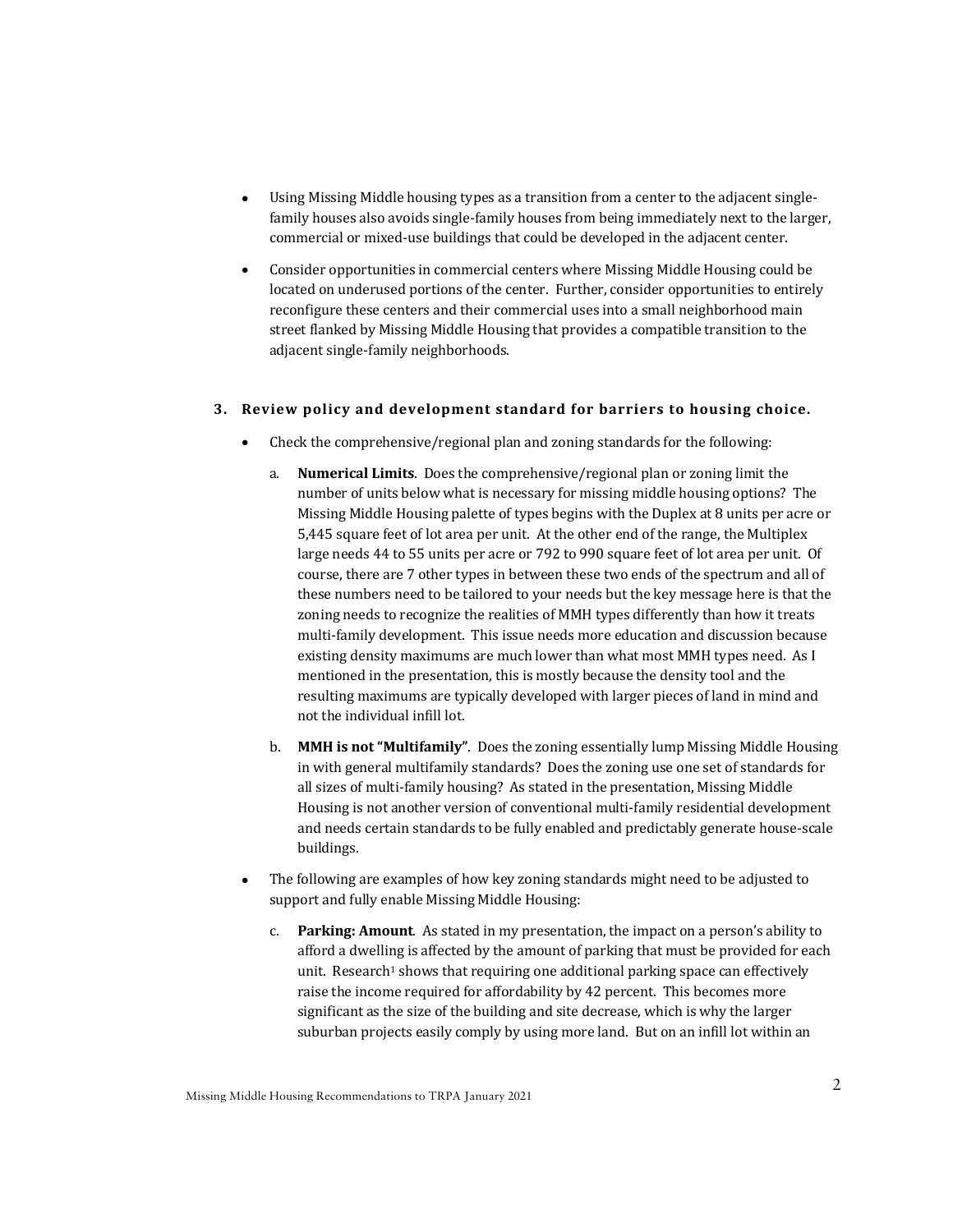- Using Missing Middle housing types as a transition from a center to the adjacent single-family houses also avoids single-family houses from being immediately next to the larger, commercial or mixed-use buildings that could be developed in the adjacent center.
- Consider opportunities in commercial centers where Missing Middle Housing could be located on underused portions of the center. Further, consider opportunities to entirely reconfigure these centers and their commercial uses into a small neighborhood main street flanked by Missing Middle Housing that provides a compatible transition to the adjacent single-family neighborhoods.

### 3. Review policy and development standard for barriers to housing choice.

- Check the comprehensive/regional plan and zoning standards for the following:
  a. **Numerical Limits**. Does the comprehensive/regional plan or zoning limit the number of units below what is necessary for missing middle housing options? The Missing Middle Housing palette of types begins with the Duplex at 8 units per acre or 5,445 square feet of lot area per unit. At the other end of the range, the Multiplex large needs 44 to 55 units per acre or 792 to 990 square feet of lot area per unit. Of course, there are 7 other types in between these two ends of the spectrum and all of these numbers need to be tailored to your needs but the key message here is that the zoning needs to recognize the realities of MMH types differently than how it treats multi-family development. This issue needs more education and discussion because existing density maximums are much lower than what most MMH types need. As I mentioned in the presentation, this is mostly because the density tool and the resulting maximums are typically developed with larger pieces of land in mind and not the individual infill lot.
  b. **MMH is not "Multifamily"**. Does the zoning essentially lump Missing Middle Housing in with general multifamily standards? Does the zoning use one set of standards for all sizes of multi-family housing? As stated in the presentation, Missing Middle Housing is not another version of conventional multi-family residential development and needs certain standards to be fully enabled and predictably generate house-scale buildings.
- The following are examples of how key zoning standards might need to be adjusted to support and fully enable Missing Middle Housing:
  c. **Parking: Amount**. As stated in my presentation, the impact on a person's ability to afford a dwelling is affected by the amount of parking that must be provided for each unit. Research[1] shows that requiring one additional parking space can effectively raise the income required for affordability by 42 percent. This becomes more significant as the size of the building and site decrease, which is why the larger suburban projects easily comply by using more land. But on an infill lot within an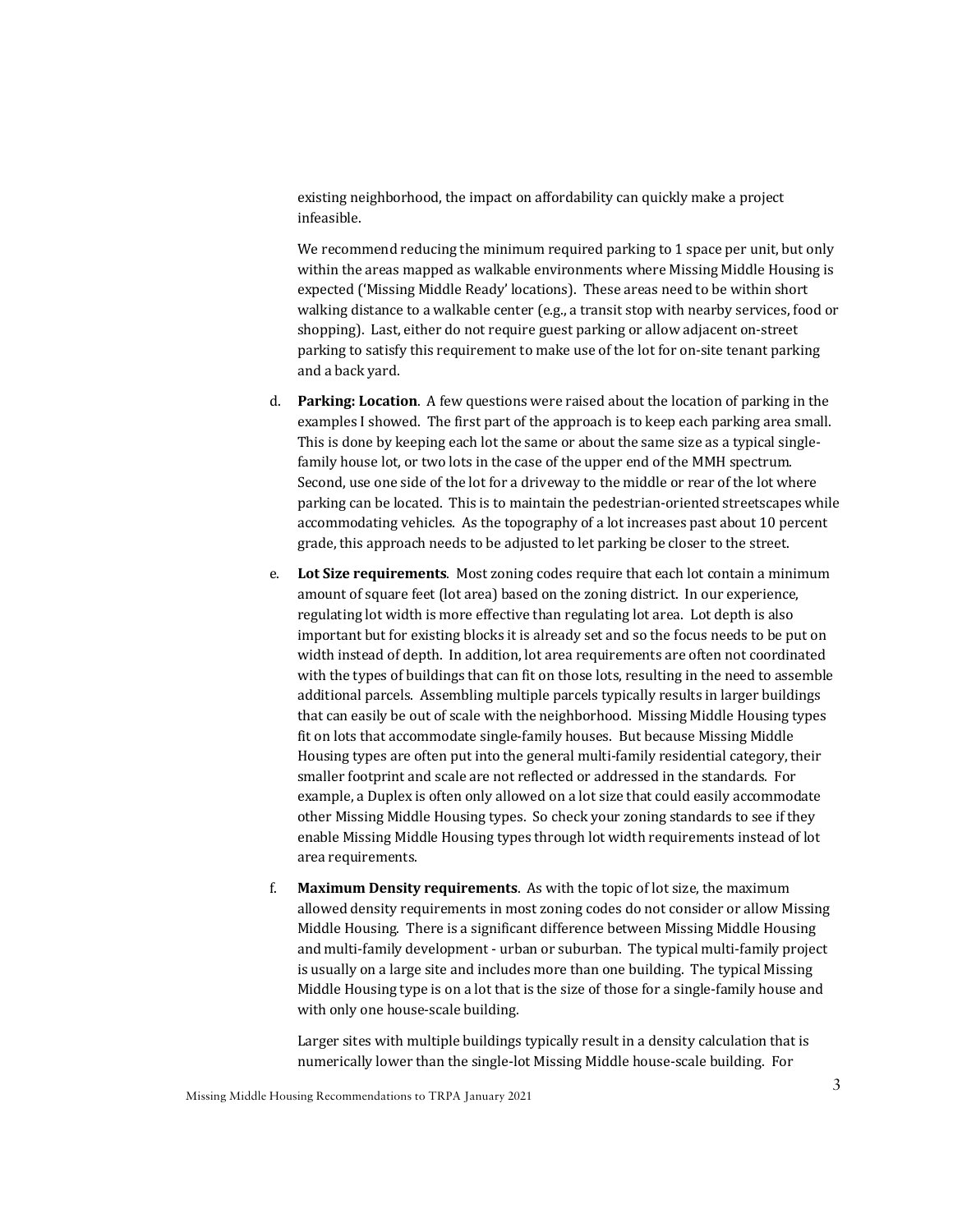existing neighborhood, the impact on affordability can quickly make a project infeasible.

We recommend reducing the minimum required parking to 1 space per unit, but only within the areas mapped as walkable environments where Missing Middle Housing is expected ('Missing Middle Ready' locations). These areas need to be within short walking distance to a walkable center (e.g., a transit stop with nearby services, food or shopping). Last, either do not require guest parking or allow adjacent on-street parking to satisfy this requirement to make use of the lot for on-site tenant parking and a back yard.

d. **Parking: Location**. A few questions were raised about the location of parking in the examples I showed. The first part of the approach is to keep each parking area small. This is done by keeping each lot the same or about the same size as a typical single-family house lot, or two lots in the case of the upper end of the MMH spectrum. Second, use one side of the lot for a driveway to the middle or rear of the lot where parking can be located. This is to maintain the pedestrian-oriented streetscapes while accommodating vehicles. As the topography of a lot increases past about 10 percent grade, this approach needs to be adjusted to let parking be closer to the street.

e. **Lot Size requirements**. Most zoning codes require that each lot contain a minimum amount of square feet (lot area) based on the zoning district. In our experience, regulating lot width is more effective than regulating lot area. Lot depth is also important but for existing blocks it is already set and so the focus needs to be put on width instead of depth. In addition, lot area requirements are often not coordinated with the types of buildings that can fit on those lots, resulting in the need to assemble additional parcels. Assembling multiple parcels typically results in larger buildings that can easily be out of scale with the neighborhood. Missing Middle Housing types fit on lots that accommodate single-family houses. But because Missing Middle Housing types are often put into the general multi-family residential category, their smaller footprint and scale are not reflected or addressed in the standards. For example, a Duplex is often only allowed on a lot size that could easily accommodate other Missing Middle Housing types. So check your zoning standards to see if they enable Missing Middle Housing types through lot width requirements instead of lot area requirements.

f. **Maximum Density requirements**. As with the topic of lot size, the maximum allowed density requirements in most zoning codes do not consider or allow Missing Middle Housing. There is a significant difference between Missing Middle Housing and multi-family development - urban or suburban. The typical multi-family project is usually on a large site and includes more than one building. The typical Missing Middle Housing type is on a lot that is the size of those for a single-family house and with only one house-scale building.

Larger sites with multiple buildings typically result in a density calculation that is numerically lower than the single-lot Missing Middle house-scale building. For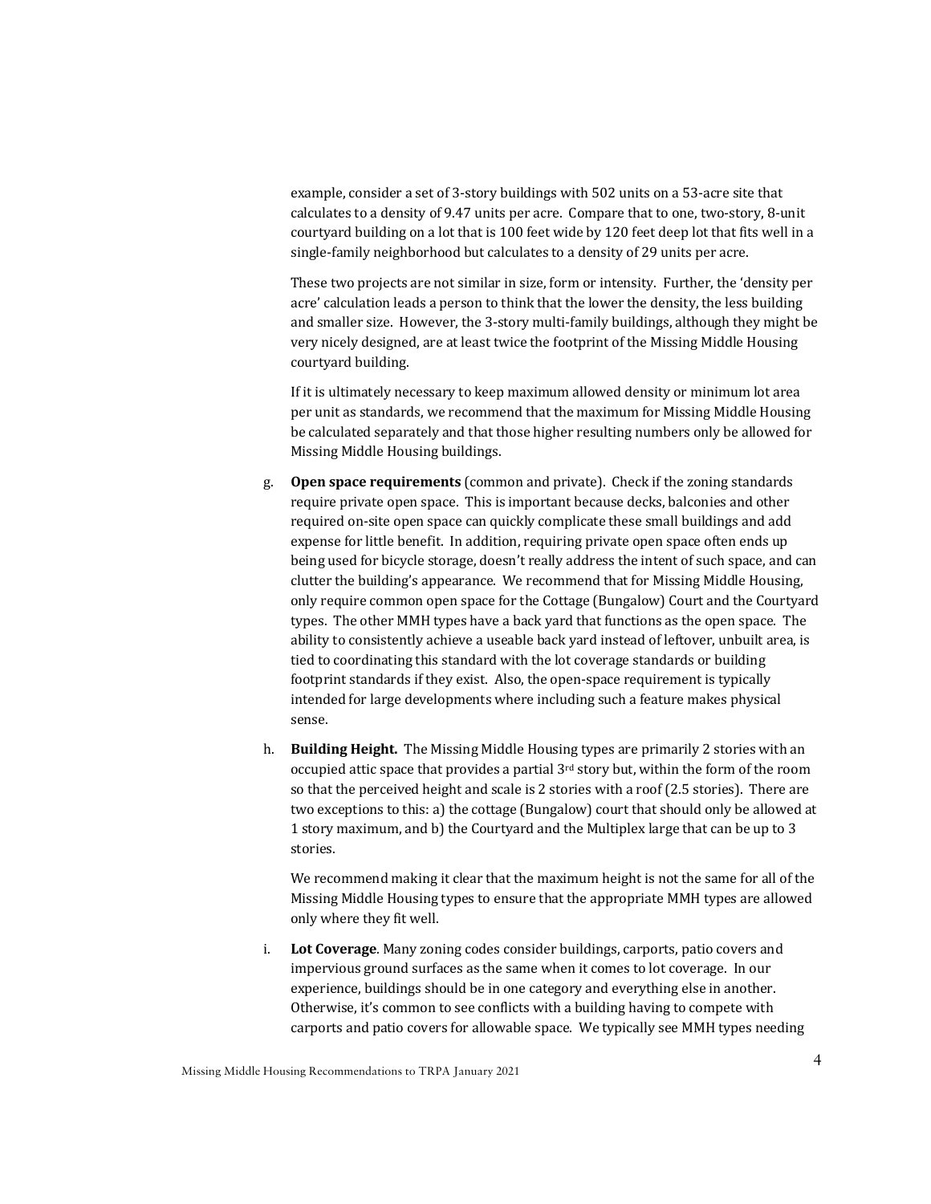example, consider a set of 3-story buildings with 502 units on a 53-acre site that calculates to a density of 9.47 units per acre. Compare that to one, two-story, 8-unit courtyard building on a lot that is 100 feet wide by 120 feet deep lot that fits well in a single-family neighborhood but calculates to a density of 29 units per acre.

These two projects are not similar in size, form or intensity. Further, the 'density per acre' calculation leads a person to think that the lower the density, the less building and smaller size. However, the 3-story multi-family buildings, although they might be very nicely designed, are at least twice the footprint of the Missing Middle Housing courtyard building.

If it is ultimately necessary to keep maximum allowed density or minimum lot area per unit as standards, we recommend that the maximum for Missing Middle Housing be calculated separately and that those higher resulting numbers only be allowed for Missing Middle Housing buildings.

g. **Open space requirements** (common and private). Check if the zoning standards require private open space. This is important because decks, balconies and other required on-site open space can quickly complicate these small buildings and add expense for little benefit. In addition, requiring private open space often ends up being used for bicycle storage, doesn't really address the intent of such space, and can clutter the building's appearance. We recommend that for Missing Middle Housing, only require common open space for the Cottage (Bungalow) Court and the Courtyard types. The other MMH types have a back yard that functions as the open space. The ability to consistently achieve a useable back yard instead of leftover, unbuilt area, is tied to coordinating this standard with the lot coverage standards or building footprint standards if they exist. Also, the open-space requirement is typically intended for large developments where including such a feature makes physical sense.

h. **Building Height.** The Missing Middle Housing types are primarily 2 stories with an occupied attic space that provides a partial 3rd story but, within the form of the room so that the perceived height and scale is 2 stories with a roof (2.5 stories). There are two exceptions to this: a) the cottage (Bungalow) court that should only be allowed at 1 story maximum, and b) the Courtyard and the Multiplex large that can be up to 3 stories.

   We recommend making it clear that the maximum height is not the same for all of the Missing Middle Housing types to ensure that the appropriate MMH types are allowed only where they fit well.

i. **Lot Coverage**. Many zoning codes consider buildings, carports, patio covers and impervious ground surfaces as the same when it comes to lot coverage. In our experience, buildings should be in one category and everything else in another. Otherwise, it's common to see conflicts with a building having to compete with carports and patio covers for allowable space. We typically see MMH types needing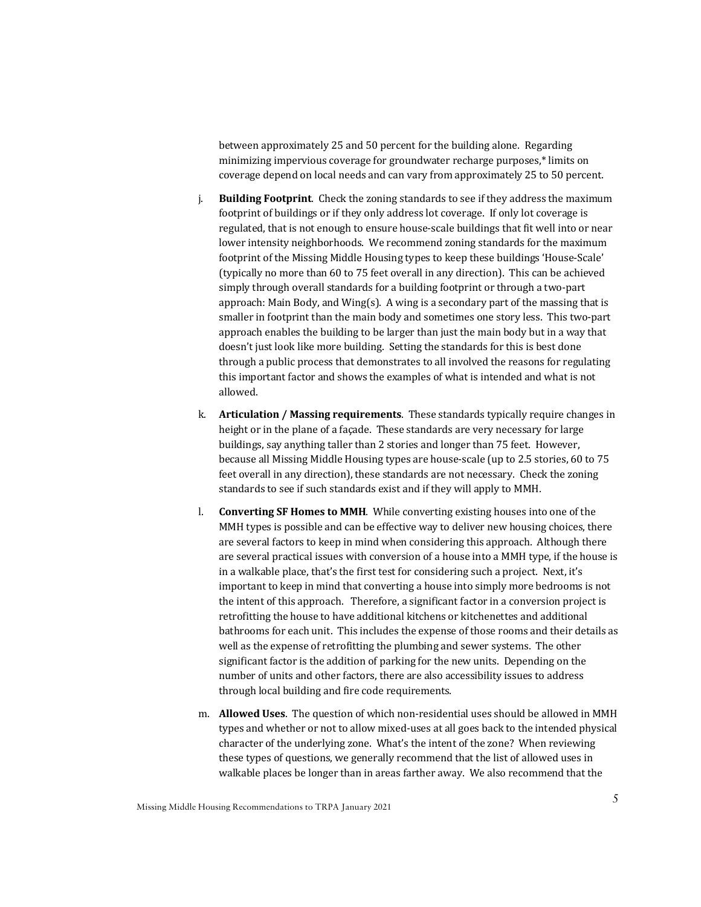between approximately 25 and 50 percent for the building alone. Regarding minimizing impervious coverage for groundwater recharge purposes,* limits on coverage depend on local needs and can vary from approximately 25 to 50 percent.

j. **Building Footprint**. Check the zoning standards to see if they address the maximum footprint of buildings or if they only address lot coverage. If only lot coverage is regulated, that is not enough to ensure house-scale buildings that fit well into or near lower intensity neighborhoods. We recommend zoning standards for the maximum footprint of the Missing Middle Housing types to keep these buildings 'House-Scale' (typically no more than 60 to 75 feet overall in any direction). This can be achieved simply through overall standards for a building footprint or through a two-part approach: Main Body, and Wing(s). A wing is a secondary part of the massing that is smaller in footprint than the main body and sometimes one story less. This two-part approach enables the building to be larger than just the main body but in a way that doesn't just look like more building. Setting the standards for this is best done through a public process that demonstrates to all involved the reasons for regulating this important factor and shows the examples of what is intended and what is not allowed.

k. **Articulation / Massing requirements**. These standards typically require changes in height or in the plane of a façade. These standards are very necessary for large buildings, say anything taller than 2 stories and longer than 75 feet. However, because all Missing Middle Housing types are house-scale (up to 2.5 stories, 60 to 75 feet overall in any direction), these standards are not necessary. Check the zoning standards to see if such standards exist and if they will apply to MMH.

l. **Converting SF Homes to MMH**. While converting existing houses into one of the MMH types is possible and can be effective way to deliver new housing choices, there are several factors to keep in mind when considering this approach. Although there are several practical issues with conversion of a house into a MMH type, if the house is in a walkable place, that's the first test for considering such a project. Next, it's important to keep in mind that converting a house into simply more bedrooms is not the intent of this approach. Therefore, a significant factor in a conversion project is retrofitting the house to have additional kitchens or kitchenettes and additional bathrooms for each unit. This includes the expense of those rooms and their details as well as the expense of retrofitting the plumbing and sewer systems. The other significant factor is the addition of parking for the new units. Depending on the number of units and other factors, there are also accessibility issues to address through local building and fire code requirements.

m. **Allowed Uses**. The question of which non-residential uses should be allowed in MMH types and whether or not to allow mixed-uses at all goes back to the intended physical character of the underlying zone. What's the intent of the zone? When reviewing these types of questions, we generally recommend that the list of allowed uses in walkable places be longer than in areas farther away. We also recommend that the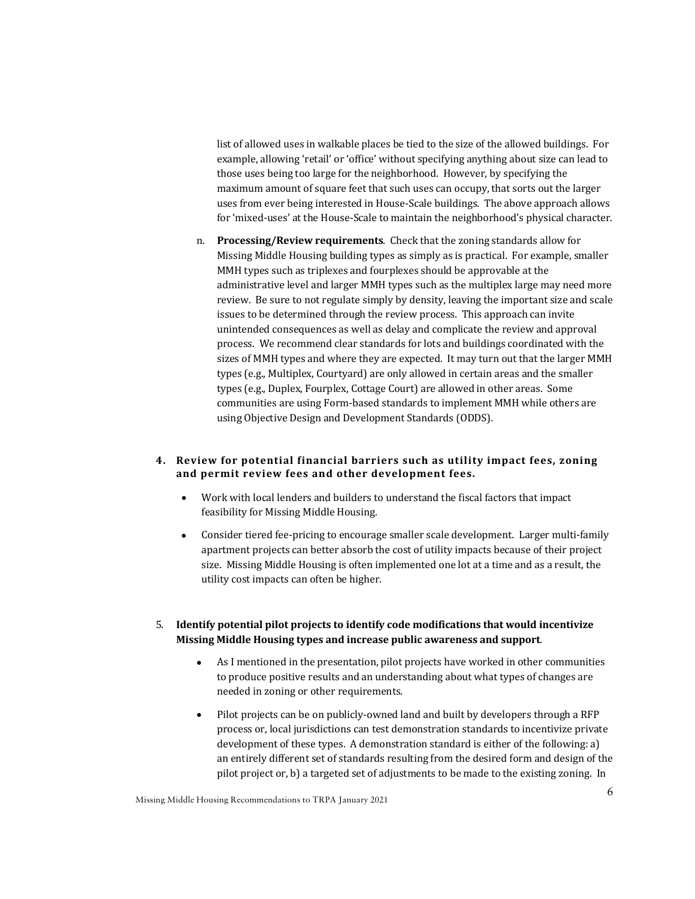list of allowed uses in walkable places be tied to the size of the allowed buildings. For example, allowing 'retail' or 'office' without specifying anything about size can lead to those uses being too large for the neighborhood. However, by specifying the maximum amount of square feet that such uses can occupy, that sorts out the larger uses from ever being interested in House-Scale buildings. The above approach allows for 'mixed-uses' at the House-Scale to maintain the neighborhood's physical character.

n. **Processing/Review requirements**. Check that the zoning standards allow for Missing Middle Housing building types as simply as is practical. For example, smaller MMH types such as triplexes and fourplexes should be approvable at the administrative level and larger MMH types such as the multiplex large may need more review. Be sure to not regulate simply by density, leaving the important size and scale issues to be determined through the review process. This approach can invite unintended consequences as well as delay and complicate the review and approval process. We recommend clear standards for lots and buildings coordinated with the sizes of MMH types and where they are expected. It may turn out that the larger MMH types (e.g., Multiplex, Courtyard) are only allowed in certain areas and the smaller types (e.g., Duplex, Fourplex, Cottage Court) are allowed in other areas. Some communities are using Form-based standards to implement MMH while others are using Objective Design and Development Standards (ODDS).

**4. Review for potential financial barriers such as utility impact fees, zoning and permit review fees and other development fees.**

- Work with local lenders and builders to understand the fiscal factors that impact feasibility for Missing Middle Housing.
- Consider tiered fee-pricing to encourage smaller scale development. Larger multi-family apartment projects can better absorb the cost of utility impacts because of their project size. Missing Middle Housing is often implemented one lot at a time and as a result, the utility cost impacts can often be higher.

5. **Identify potential pilot projects to identify code modifications that would incentivize Missing Middle Housing types and increase public awareness and support**.

- As I mentioned in the presentation, pilot projects have worked in other communities to produce positive results and an understanding about what types of changes are needed in zoning or other requirements.
- Pilot projects can be on publicly-owned land and built by developers through a RFP process or, local jurisdictions can test demonstration standards to incentivize private development of these types. A demonstration standard is either of the following: a) an entirely different set of standards resulting from the desired form and design of the pilot project or, b) a targeted set of adjustments to be made to the existing zoning. In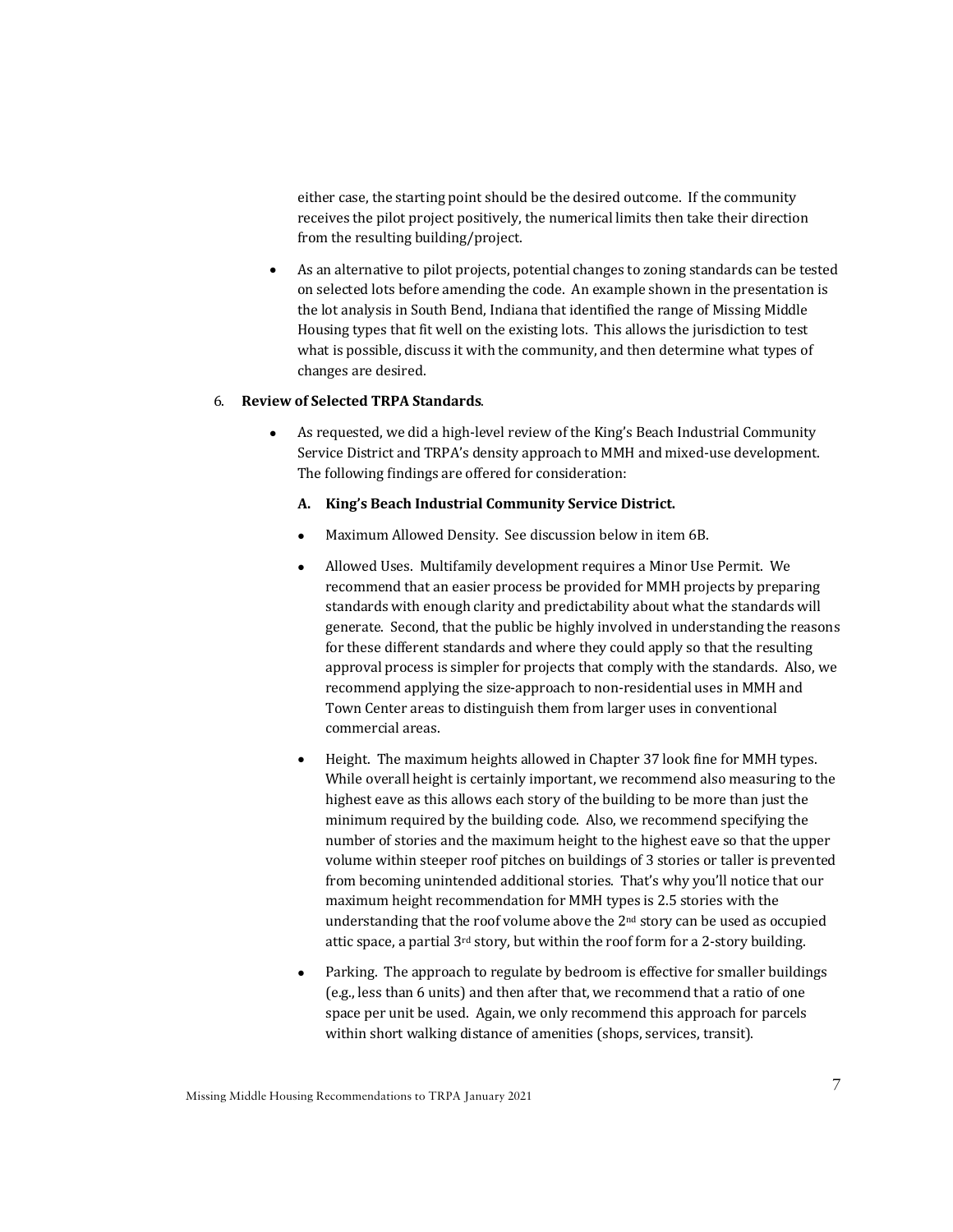either case, the starting point should be the desired outcome. If the community receives the pilot project positively, the numerical limits then take their direction from the resulting building/project.

- As an alternative to pilot projects, potential changes to zoning standards can be tested on selected lots before amending the code. An example shown in the presentation is the lot analysis in South Bend, Indiana that identified the range of Missing Middle Housing types that fit well on the existing lots. This allows the jurisdiction to test what is possible, discuss it with the community, and then determine what types of changes are desired.

6. **Review of Selected TRPA Standards**.

   - As requested, we did a high-level review of the King's Beach Industrial Community Service District and TRPA's density approach to MMH and mixed-use development. The following findings are offered for consideration:

   **A. King's Beach Industrial Community Service District.**

   - Maximum Allowed Density. See discussion below in item 6B.
   - Allowed Uses. Multifamily development requires a Minor Use Permit. We recommend that an easier process be provided for MMH projects by preparing standards with enough clarity and predictability about what the standards will generate. Second, that the public be highly involved in understanding the reasons for these different standards and where they could apply so that the resulting approval process is simpler for projects that comply with the standards. Also, we recommend applying the size-approach to non-residential uses in MMH and Town Center areas to distinguish them from larger uses in conventional commercial areas.
   - Height. The maximum heights allowed in Chapter 37 look fine for MMH types. While overall height is certainly important, we recommend also measuring to the highest eave as this allows each story of the building to be more than just the minimum required by the building code. Also, we recommend specifying the number of stories and the maximum height to the highest eave so that the upper volume within steeper roof pitches on buildings of 3 stories or taller is prevented from becoming unintended additional stories. That's why you'll notice that our maximum height recommendation for MMH types is 2.5 stories with the understanding that the roof volume above the 2nd story can be used as occupied attic space, a partial 3rd story, but within the roof form for a 2-story building.
   - Parking. The approach to regulate by bedroom is effective for smaller buildings (e.g., less than 6 units) and then after that, we recommend that a ratio of one space per unit be used. Again, we only recommend this approach for parcels within short walking distance of amenities (shops, services, transit).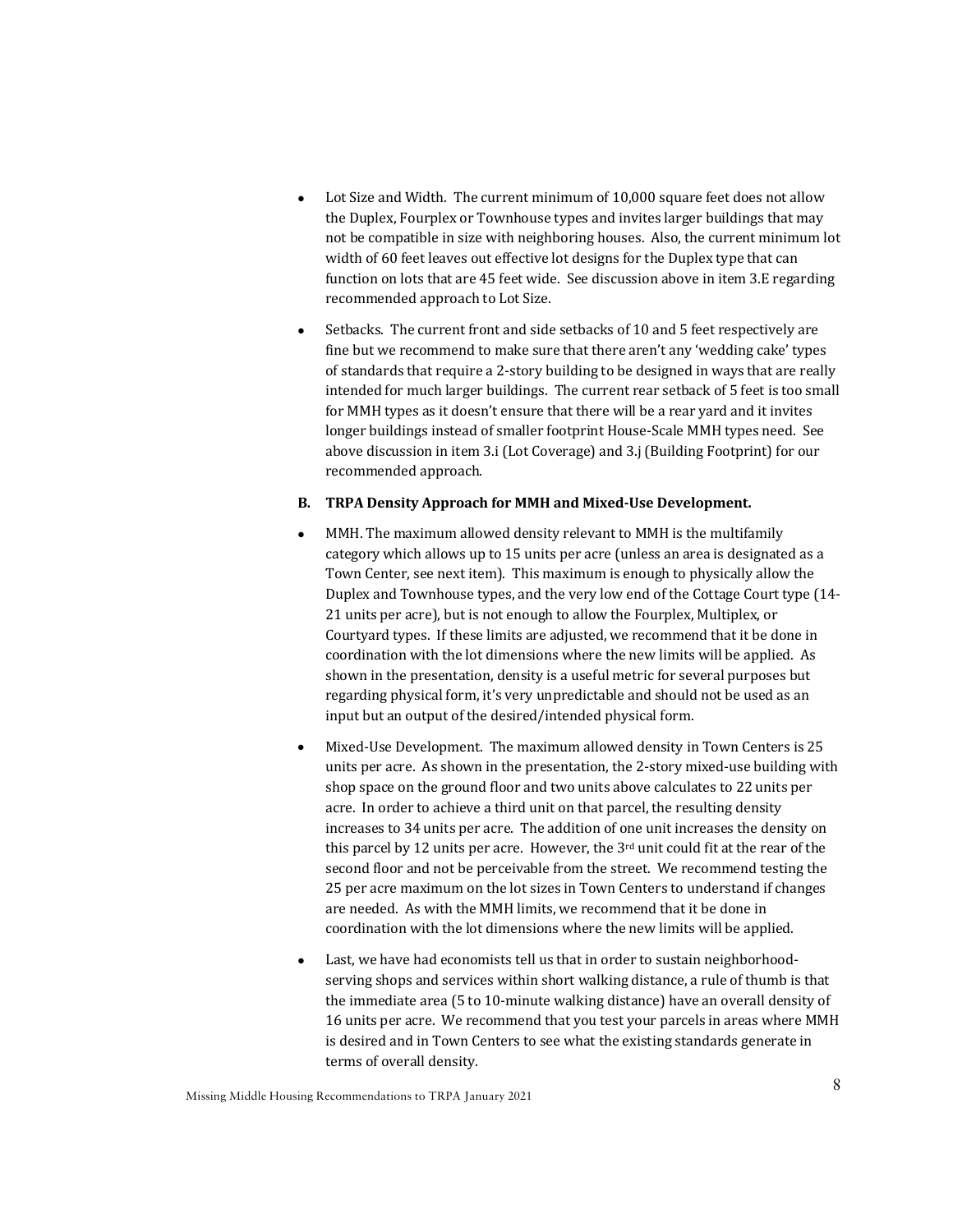- Lot Size and Width. The current minimum of 10,000 square feet does not allow the Duplex, Fourplex or Townhouse types and invites larger buildings that may not be compatible in size with neighboring houses. Also, the current minimum lot width of 60 feet leaves out effective lot designs for the Duplex type that can function on lots that are 45 feet wide. See discussion above in item 3.E regarding recommended approach to Lot Size.

- Setbacks. The current front and side setbacks of 10 and 5 feet respectively are fine but we recommend to make sure that there aren't any 'wedding cake' types of standards that require a 2-story building to be designed in ways that are really intended for much larger buildings. The current rear setback of 5 feet is too small for MMH types as it doesn't ensure that there will be a rear yard and it invites longer buildings instead of smaller footprint House-Scale MMH types need. See above discussion in item 3.i (Lot Coverage) and 3.j (Building Footprint) for our recommended approach.

**B. TRPA Density Approach for MMH and Mixed-Use Development.**

- MMH. The maximum allowed density relevant to MMH is the multifamily category which allows up to 15 units per acre (unless an area is designated as a Town Center, see next item). This maximum is enough to physically allow the Duplex and Townhouse types, and the very low end of the Cottage Court type (14-21 units per acre), but is not enough to allow the Fourplex, Multiplex, or Courtyard types. If these limits are adjusted, we recommend that it be done in coordination with the lot dimensions where the new limits will be applied. As shown in the presentation, density is a useful metric for several purposes but regarding physical form, it's very unpredictable and should not be used as an input but an output of the desired/intended physical form.

- Mixed-Use Development. The maximum allowed density in Town Centers is 25 units per acre. As shown in the presentation, the 2-story mixed-use building with shop space on the ground floor and two units above calculates to 22 units per acre. In order to achieve a third unit on that parcel, the resulting density increases to 34 units per acre. The addition of one unit increases the density on this parcel by 12 units per acre. However, the 3rd unit could fit at the rear of the second floor and not be perceivable from the street. We recommend testing the 25 per acre maximum on the lot sizes in Town Centers to understand if changes are needed. As with the MMH limits, we recommend that it be done in coordination with the lot dimensions where the new limits will be applied.

- Last, we have had economists tell us that in order to sustain neighborhood-serving shops and services within short walking distance, a rule of thumb is that the immediate area (5 to 10-minute walking distance) have an overall density of 16 units per acre. We recommend that you test your parcels in areas where MMH is desired and in Town Centers to see what the existing standards generate in terms of overall density.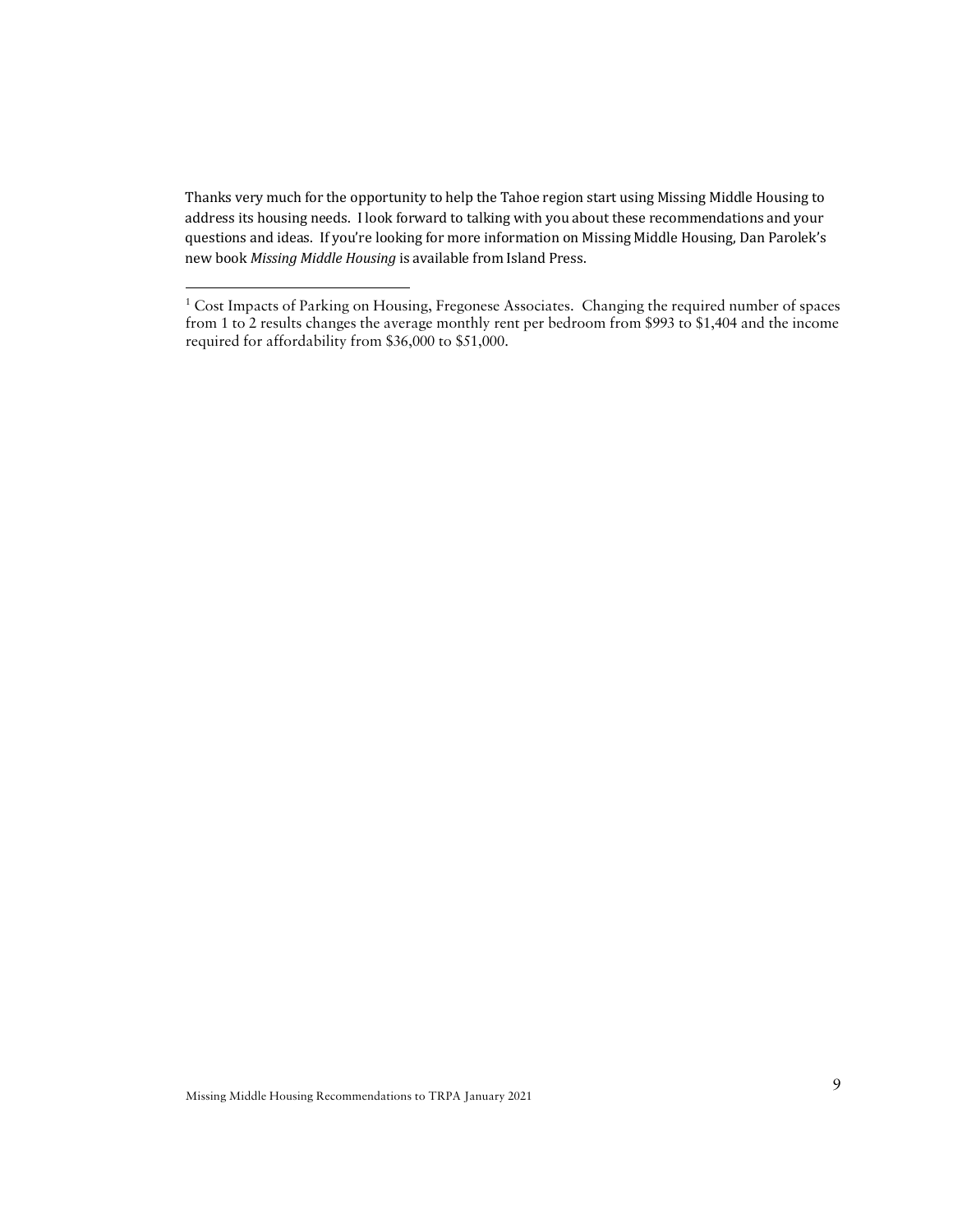Thanks very much for the opportunity to help the Tahoe region start using Missing Middle Housing to address its housing needs. I look forward to talking with you about these recommendations and your questions and ideas. If you're looking for more information on Missing Middle Housing, Dan Parolek's new book *Missing Middle Housing* is available from Island Press.

---

[1] Cost Impacts of Parking on Housing, Fregonese Associates. Changing the required number of spaces from 1 to 2 results changes the average monthly rent per bedroom from $993 to $1,404 and the income required for affordability from $36,000 to $51,000.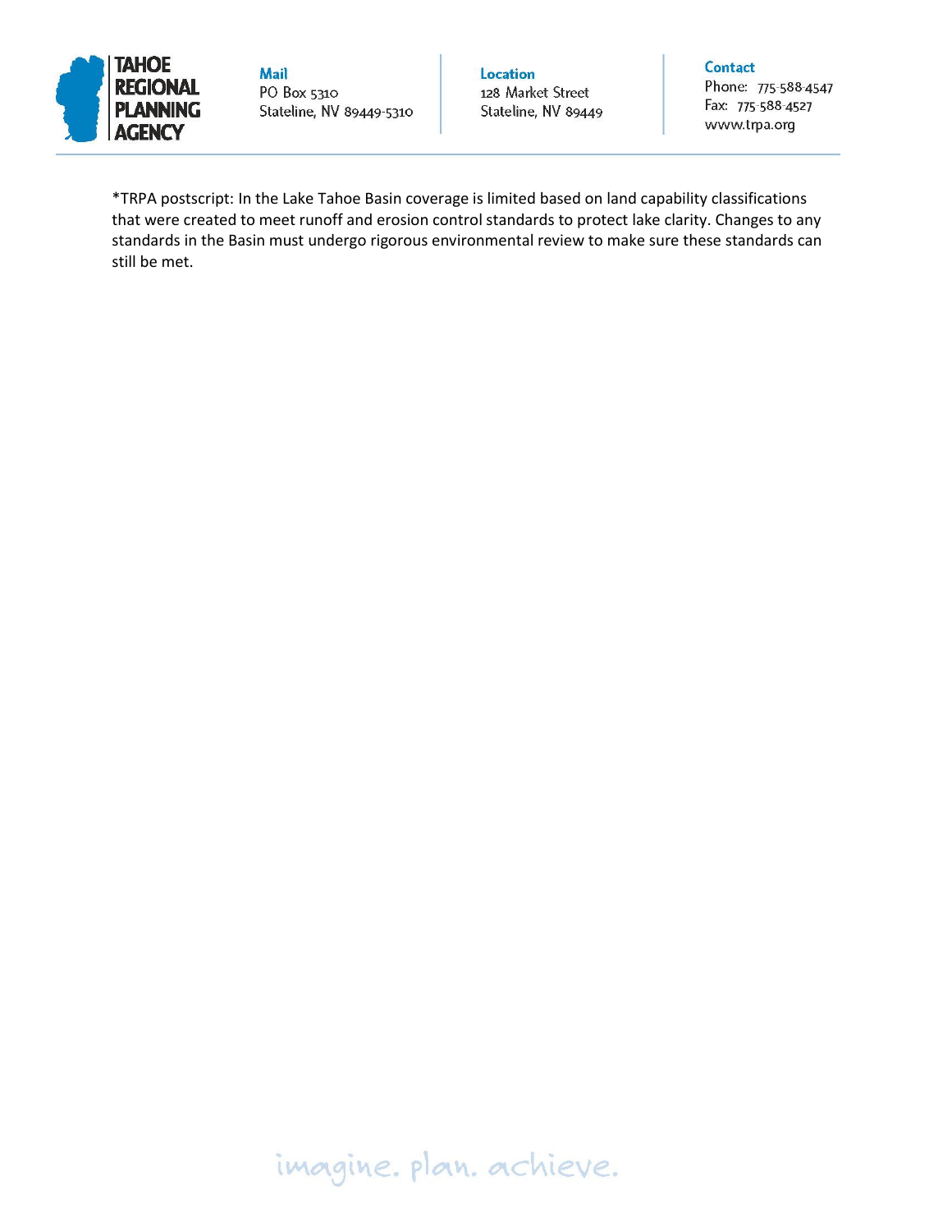*TRPA postscript: In the Lake Tahoe Basin coverage is limited based on land capability classifications that were created to meet runoff and erosion control standards to protect lake clarity. Changes to any standards in the Basin must undergo rigorous environmental review to make sure these standards can still be met.